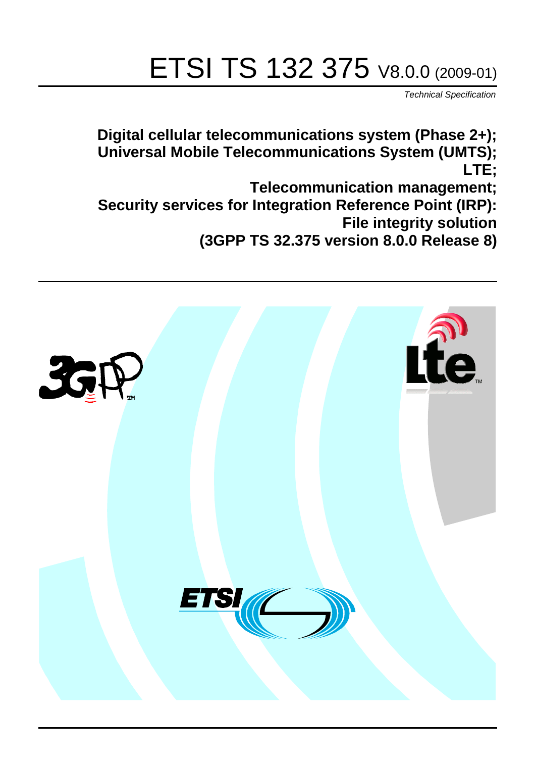# ETSI TS 132 375 V8.0.0 (2009-01)

*Technical Specification*

**Digital cellular telecommunications system (Phase 2+); Universal Mobile Telecommunications System (UMTS); LTE; Telecommunication management; Security services for Integration Reference Point (IRP): File integrity solution (3GPP TS 32.375 version 8.0.0 Release 8)**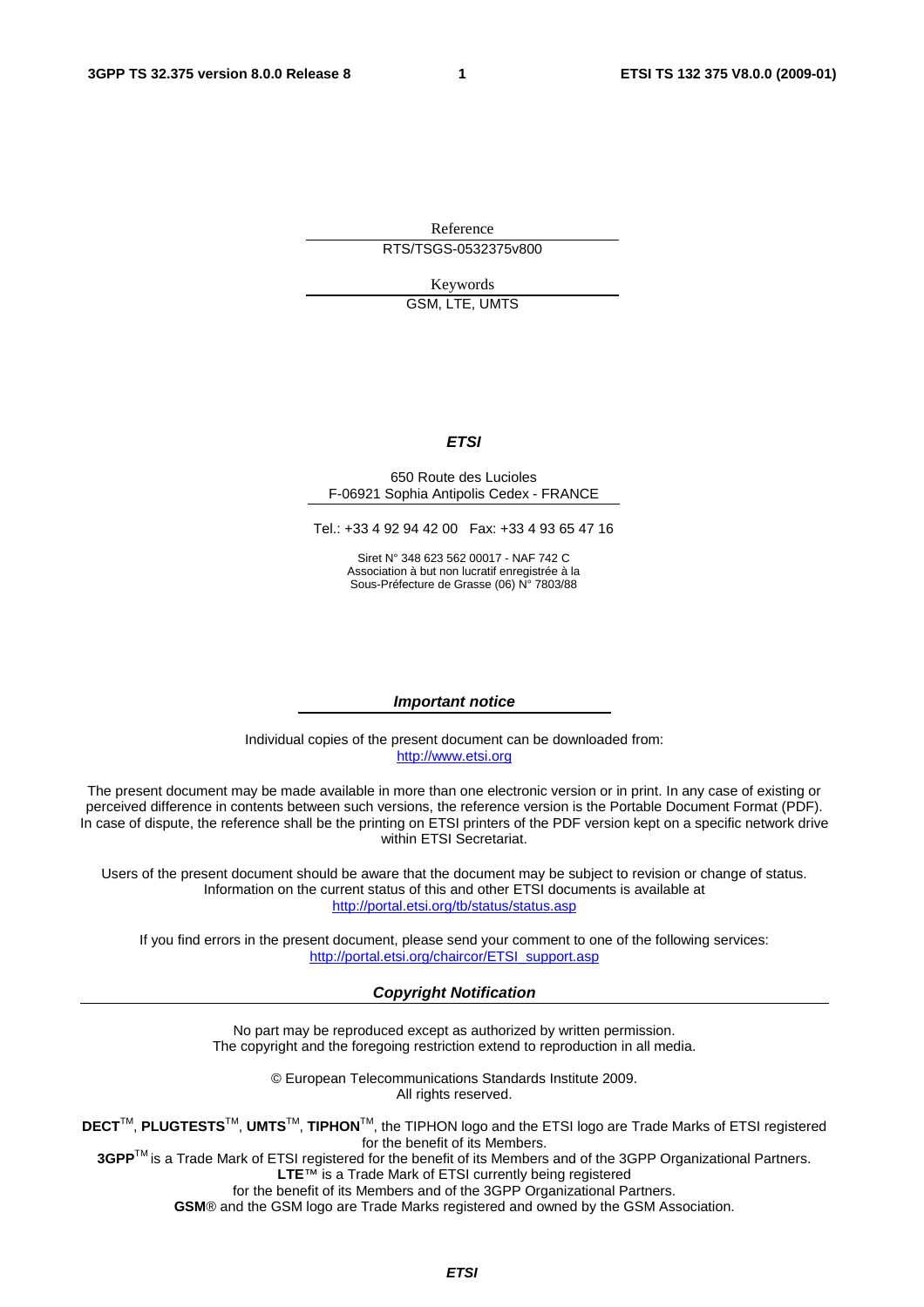Reference

RTS/TSGS-0532375v800

Keywords

GSM, LTE, UMTS

***ETSI***

650 Route des Lucioles
F-06921 Sophia Antipolis Cedex - FRANCE

Tel.: +33 4 92 94 42 00 Fax: +33 4 93 65 47 16

Siret N° 348 623 562 00017 - NAF 742 C
Association à but non lucratif enregistrée à la
Sous-Préfecture de Grasse (06) N° 7803/88

***Important notice***

Individual copies of the present document can be downloaded from:
http://www.etsi.org

The present document may be made available in more than one electronic version or in print. In any case of existing or perceived difference in contents between such versions, the reference version is the Portable Document Format (PDF). In case of dispute, the reference shall be the printing on ETSI printers of the PDF version kept on a specific network drive within ETSI Secretariat.

Users of the present document should be aware that the document may be subject to revision or change of status. Information on the current status of this and other ETSI documents is available at
http://portal.etsi.org/tb/status/status.asp

If you find errors in the present document, please send your comment to one of the following services:
http://portal.etsi.org/chaircor/ETSI_support.asp

***Copyright Notification***

No part may be reproduced except as authorized by written permission.
The copyright and the foregoing restriction extend to reproduction in all media.

© European Telecommunications Standards Institute 2009.
All rights reserved.

**DECT**™, **PLUGTESTS**™, **UMTS**™, **TIPHON**™, the TIPHON logo and the ETSI logo are Trade Marks of ETSI registered for the benefit of its Members.
**3GPP**™ is a Trade Mark of ETSI registered for the benefit of its Members and of the 3GPP Organizational Partners.
**LTE**™ is a Trade Mark of ETSI currently being registered
for the benefit of its Members and of the 3GPP Organizational Partners.
**GSM**® and the GSM logo are Trade Marks registered and owned by the GSM Association.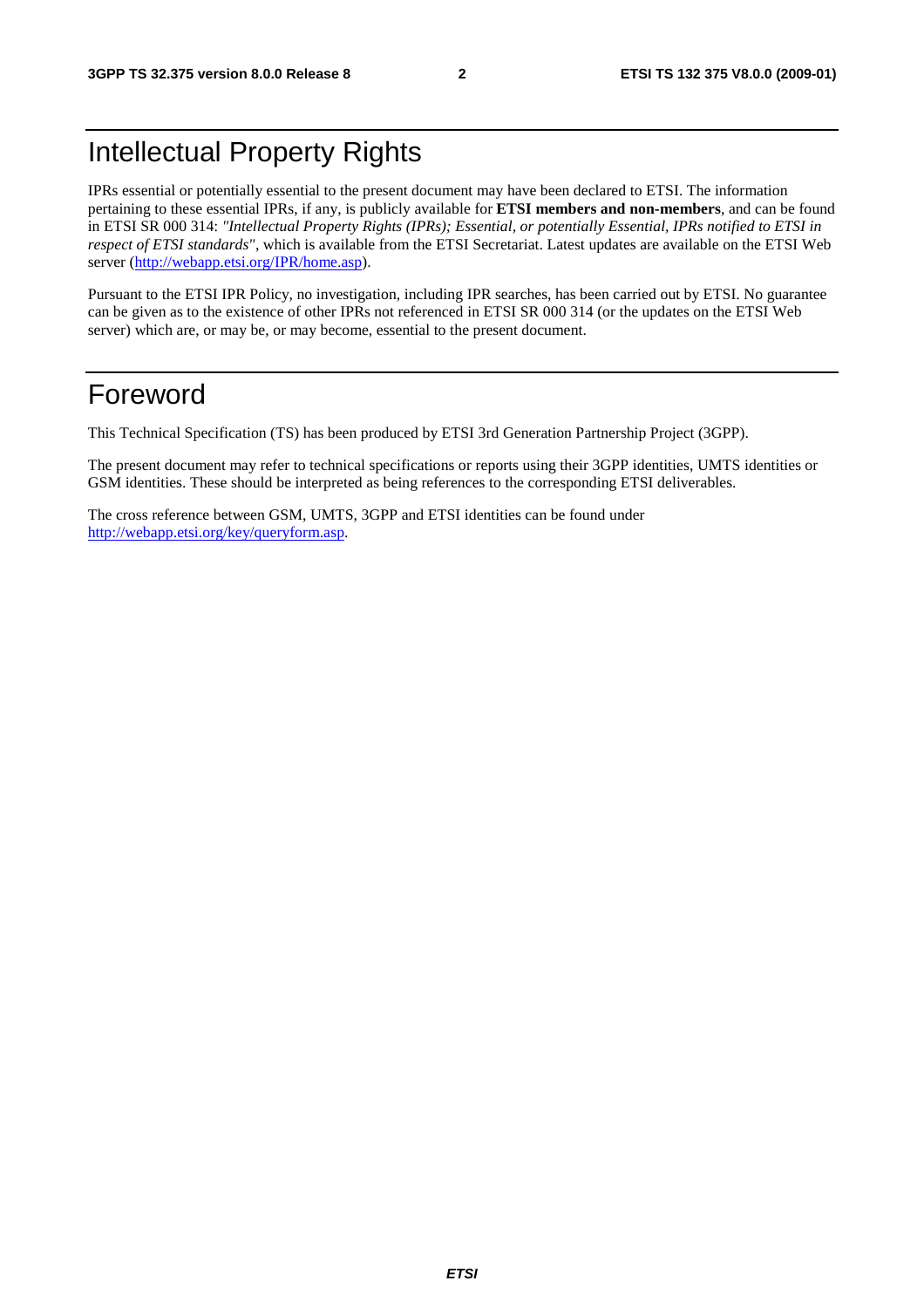# Intellectual Property Rights

IPRs essential or potentially essential to the present document may have been declared to ETSI. The information pertaining to these essential IPRs, if any, is publicly available for **ETSI members and non-members**, and can be found in ETSI SR 000 314: *"Intellectual Property Rights (IPRs); Essential, or potentially Essential, IPRs notified to ETSI in respect of ETSI standards"*, which is available from the ETSI Secretariat. Latest updates are available on the ETSI Web server (http://webapp.etsi.org/IPR/home.asp).

Pursuant to the ETSI IPR Policy, no investigation, including IPR searches, has been carried out by ETSI. No guarantee can be given as to the existence of other IPRs not referenced in ETSI SR 000 314 (or the updates on the ETSI Web server) which are, or may be, or may become, essential to the present document.

# Foreword

This Technical Specification (TS) has been produced by ETSI 3rd Generation Partnership Project (3GPP).

The present document may refer to technical specifications or reports using their 3GPP identities, UMTS identities or GSM identities. These should be interpreted as being references to the corresponding ETSI deliverables.

The cross reference between GSM, UMTS, 3GPP and ETSI identities can be found under http://webapp.etsi.org/key/queryform.asp.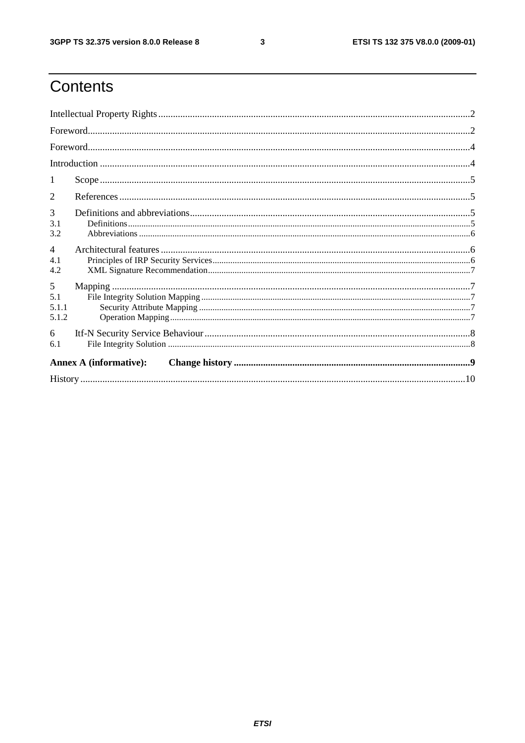# Contents

Intellectual Property Rights ....................................................................................................................................2

Foreword...................................................................................................................................................................2

Foreword...................................................................................................................................................................4

Introduction ..............................................................................................................................................................4

1 Scope ......................................................................................................................................................................5

2 References ...............................................................................................................................................................5

3 Definitions and abbreviations..................................................................................................................................5
3.1 Definitions...........................................................................................................................................................5
3.2 Abbreviations ......................................................................................................................................................6

4 Architectural features ...............................................................................................................................................6
4.1 Principles of IRP Security Services.....................................................................................................................6
4.2 XML Signature Recommendation.......................................................................................................................7

5 Mapping ...................................................................................................................................................................7
5.1 File Integrity Solution Mapping..........................................................................................................................7
5.1.1 Security Attribute Mapping .............................................................................................................................7
5.1.2 Operation Mapping...........................................................................................................................................7

6 Itf-N Security Service Behaviour .............................................................................................................................8
6.1 File Integrity Solution .........................................................................................................................................8

**Annex A (informative): Change history ..................................................................................................................9**

History .....................................................................................................................................................................10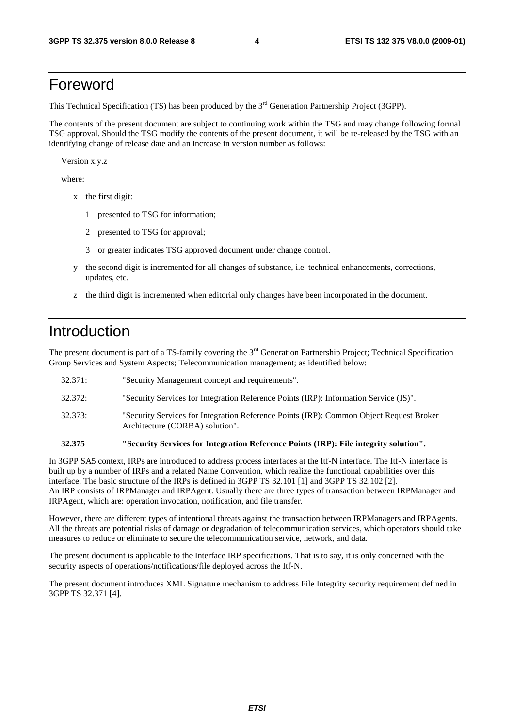# Foreword

This Technical Specification (TS) has been produced by the 3rd Generation Partnership Project (3GPP).

The contents of the present document are subject to continuing work within the TSG and may change following formal TSG approval. Should the TSG modify the contents of the present document, it will be re-released by the TSG with an identifying change of release date and an increase in version number as follows:

Version x.y.z

where:

- x the first digit:
  - 1 presented to TSG for information;
  - 2 presented to TSG for approval;
  - 3 or greater indicates TSG approved document under change control.
- y the second digit is incremented for all changes of substance, i.e. technical enhancements, corrections, updates, etc.
- z the third digit is incremented when editorial only changes have been incorporated in the document.

# Introduction

The present document is part of a TS-family covering the 3rd Generation Partnership Project; Technical Specification Group Services and System Aspects; Telecommunication management; as identified below:

32.371: "Security Management concept and requirements".

32.372: "Security Services for Integration Reference Points (IRP): Information Service (IS)".

32.373: "Security Services for Integration Reference Points (IRP): Common Object Request Broker Architecture (CORBA) solution".

**32.375 "Security Services for Integration Reference Points (IRP): File integrity solution".**

In 3GPP SA5 context, IRPs are introduced to address process interfaces at the Itf-N interface. The Itf-N interface is built up by a number of IRPs and a related Name Convention, which realize the functional capabilities over this interface. The basic structure of the IRPs is defined in 3GPP TS 32.101 [1] and 3GPP TS 32.102 [2]. An IRP consists of IRPManager and IRPAgent. Usually there are three types of transaction between IRPManager and IRPAgent, which are: operation invocation, notification, and file transfer.

However, there are different types of intentional threats against the transaction between IRPManagers and IRPAgents. All the threats are potential risks of damage or degradation of telecommunication services, which operators should take measures to reduce or eliminate to secure the telecommunication service, network, and data.

The present document is applicable to the Interface IRP specifications. That is to say, it is only concerned with the security aspects of operations/notifications/file deployed across the Itf-N.

The present document introduces XML Signature mechanism to address File Integrity security requirement defined in 3GPP TS 32.371 [4].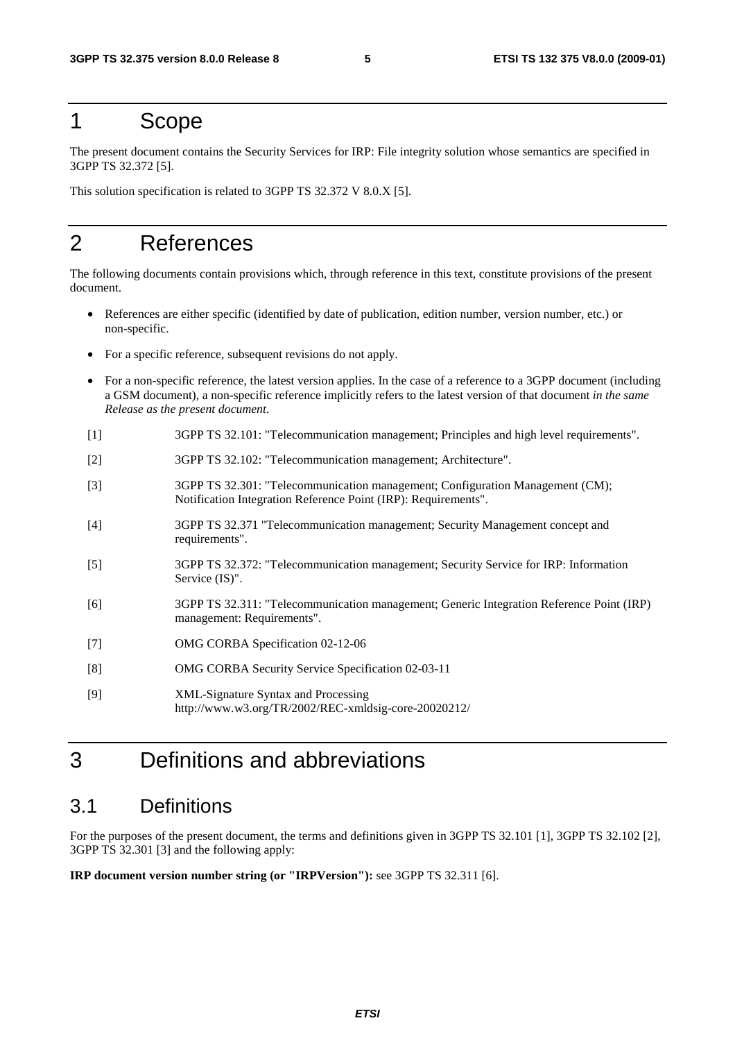# 1 Scope

The present document contains the Security Services for IRP: File integrity solution whose semantics are specified in 3GPP TS 32.372 [5].

This solution specification is related to 3GPP TS 32.372 V 8.0.X [5].

# 2 References

The following documents contain provisions which, through reference in this text, constitute provisions of the present document.

- References are either specific (identified by date of publication, edition number, version number, etc.) or non-specific.
- For a specific reference, subsequent revisions do not apply.
- For a non-specific reference, the latest version applies. In the case of a reference to a 3GPP document (including a GSM document), a non-specific reference implicitly refers to the latest version of that document *in the same Release as the present document*.

[1] 3GPP TS 32.101: "Telecommunication management; Principles and high level requirements".

[2] 3GPP TS 32.102: "Telecommunication management; Architecture".

[3] 3GPP TS 32.301: "Telecommunication management; Configuration Management (CM); Notification Integration Reference Point (IRP): Requirements".

[4] 3GPP TS 32.371 "Telecommunication management; Security Management concept and requirements".

[5] 3GPP TS 32.372: "Telecommunication management; Security Service for IRP: Information Service (IS)".

[6] 3GPP TS 32.311: "Telecommunication management; Generic Integration Reference Point (IRP) management: Requirements".

[7] OMG CORBA Specification 02-12-06

[8] OMG CORBA Security Service Specification 02-03-11

[9] XML-Signature Syntax and Processing http://www.w3.org/TR/2002/REC-xmldsig-core-20020212/

# 3 Definitions and abbreviations

## 3.1 Definitions

For the purposes of the present document, the terms and definitions given in 3GPP TS 32.101 [1], 3GPP TS 32.102 [2], 3GPP TS 32.301 [3] and the following apply:

**IRP document version number string (or "IRPVersion"):** see 3GPP TS 32.311 [6].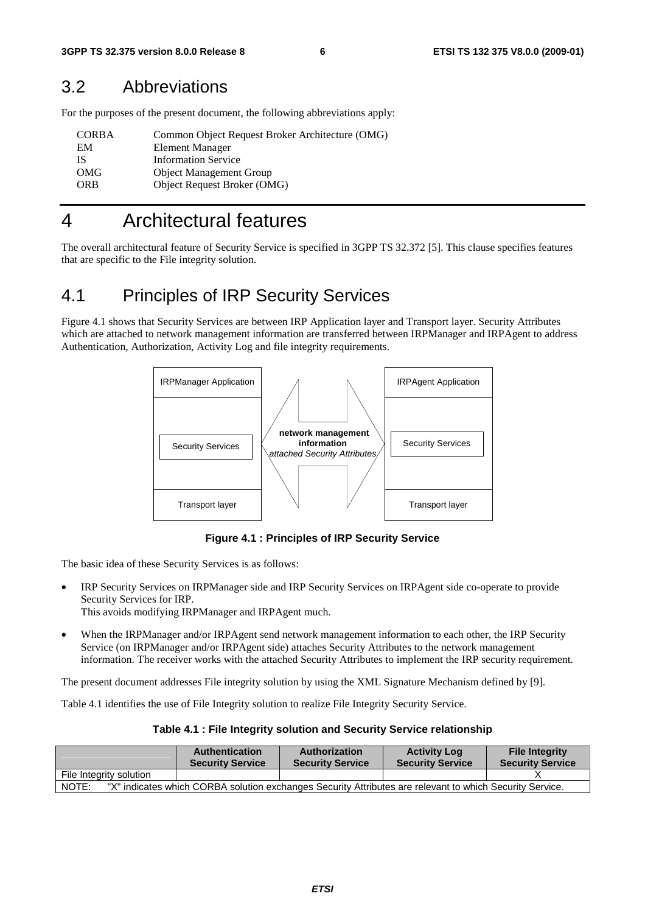## 3.2 Abbreviations

For the purposes of the present document, the following abbreviations apply:

| | |
|---|---|
| CORBA | Common Object Request Broker Architecture (OMG) |
| EM | Element Manager |
| IS | Information Service |
| OMG | Object Management Group |
| ORB | Object Request Broker (OMG) |

# 4 Architectural features

The overall architectural feature of Security Service is specified in 3GPP TS 32.372 [5]. This clause specifies features that are specific to the File integrity solution.

## 4.1 Principles of IRP Security Services

Figure 4.1 shows that Security Services are between IRP Application layer and Transport layer. Security Attributes which are attached to network management information are transferred between IRPManager and IRPAgent to address Authentication, Authorization, Activity Log and file integrity requirements.

IRPManager Application | Security Services | Transport layer

**network management information** *attached Security Attributes*

IRPAgent Application | Security Services | Transport layer

**Figure 4.1 : Principles of IRP Security Service**

The basic idea of these Security Services is as follows:

- IRP Security Services on IRPManager side and IRP Security Services on IRPAgent side co-operate to provide Security Services for IRP.
  This avoids modifying IRPManager and IRPAgent much.
- When the IRPManager and/or IRPAgent send network management information to each other, the IRP Security Service (on IRPManager and/or IRPAgent side) attaches Security Attributes to the network management information. The receiver works with the attached Security Attributes to implement the IRP security requirement.

The present document addresses File integrity solution by using the XML Signature Mechanism defined by [9].

Table 4.1 identifies the use of File Integrity solution to realize File Integrity Security Service.

**Table 4.1 : File Integrity solution and Security Service relationship**

| | Authentication Security Service | Authorization Security Service | Activity Log Security Service | File Integrity Security Service |
|---|---|---|---|---|
| File Integrity solution | | | | X |
| NOTE: "X" indicates which CORBA solution exchanges Security Attributes are relevant to which Security Service. | | | | |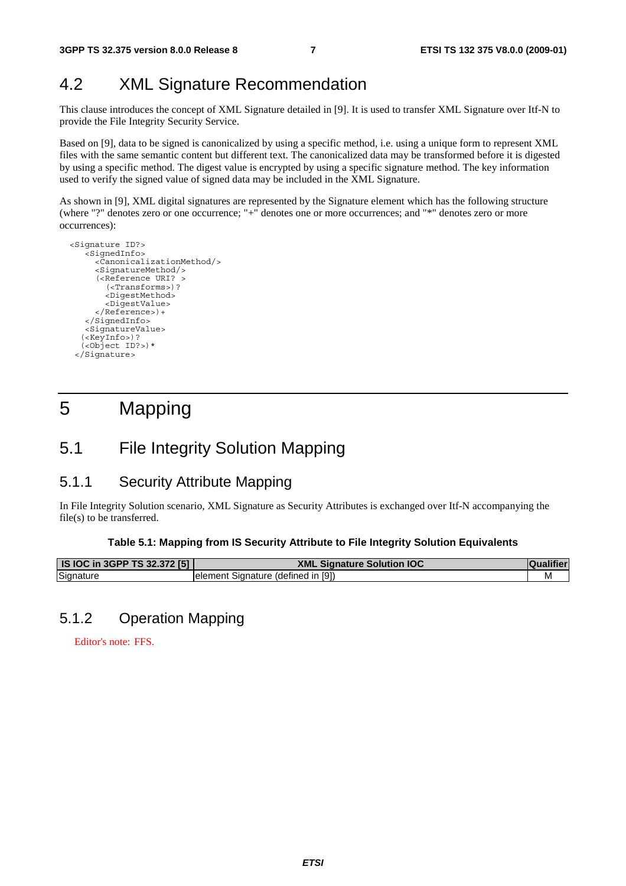## 4.2 XML Signature Recommendation

This clause introduces the concept of XML Signature detailed in [9]. It is used to transfer XML Signature over Itf-N to provide the File Integrity Security Service.

Based on [9], data to be signed is canonicalized by using a specific method, i.e. using a unique form to represent XML files with the same semantic content but different text. The canonicalized data may be transformed before it is digested by using a specific method. The digest value is encrypted by using a specific signature method. The key information used to verify the signed value of signed data may be included in the XML Signature.

As shown in [9], XML digital signatures are represented by the Signature element which has the following structure (where "?" denotes zero or one occurrence; "+" denotes one or more occurrences; and "*" denotes zero or more occurrences):

```
<Signature ID?>
   <SignedInfo>
     <CanonicalizationMethod/>
     <SignatureMethod/>
     (<Reference URI? >
       (<Transforms>)?
       <DigestMethod>
       <DigestValue>
     </Reference>)+
   </SignedInfo>
   <SignatureValue>
  (<KeyInfo>)?
  (<Object ID?>)*
 </Signature>
```

# 5 Mapping

## 5.1 File Integrity Solution Mapping

### 5.1.1 Security Attribute Mapping

In File Integrity Solution scenario, XML Signature as Security Attributes is exchanged over Itf-N accompanying the file(s) to be transferred.

**Table 5.1: Mapping from IS Security Attribute to File Integrity Solution Equivalents**

| IS IOC in 3GPP TS 32.372 [5] | XML Signature Solution IOC | Qualifier |
| --- | --- | --- |
| Signature | element Signature (defined in [9]) | M |

### 5.1.2 Operation Mapping

Editor's note: FFS.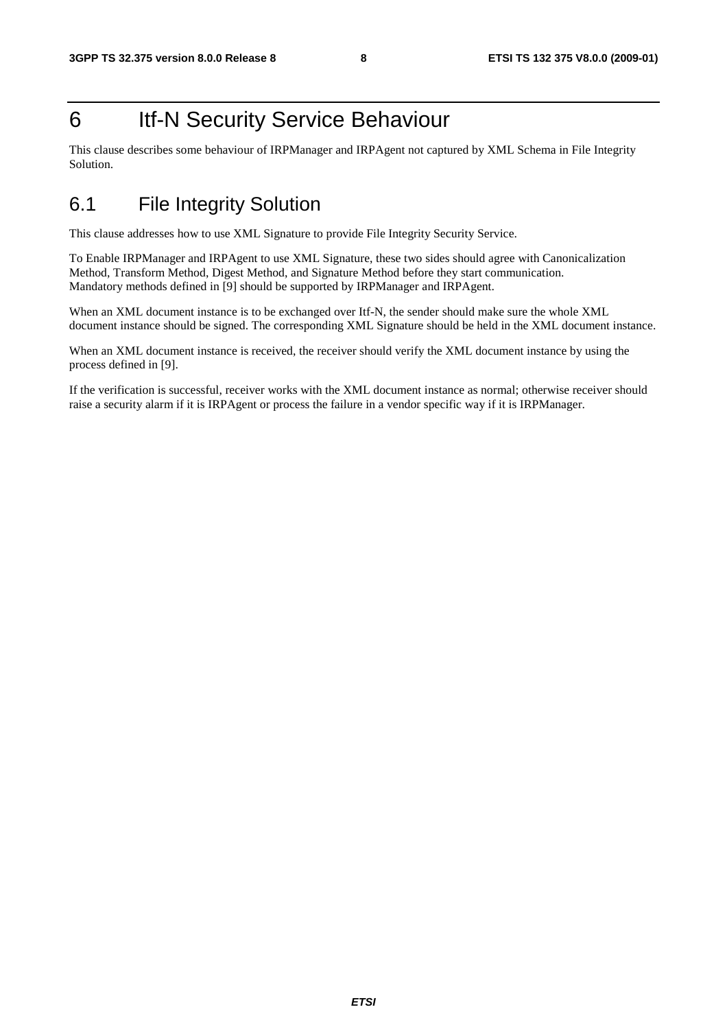# 6 Itf-N Security Service Behaviour

This clause describes some behaviour of IRPManager and IRPAgent not captured by XML Schema in File Integrity Solution.

## 6.1 File Integrity Solution

This clause addresses how to use XML Signature to provide File Integrity Security Service.

To Enable IRPManager and IRPAgent to use XML Signature, these two sides should agree with Canonicalization Method, Transform Method, Digest Method, and Signature Method before they start communication. Mandatory methods defined in [9] should be supported by IRPManager and IRPAgent.

When an XML document instance is to be exchanged over Itf-N, the sender should make sure the whole XML document instance should be signed. The corresponding XML Signature should be held in the XML document instance.

When an XML document instance is received, the receiver should verify the XML document instance by using the process defined in [9].

If the verification is successful, receiver works with the XML document instance as normal; otherwise receiver should raise a security alarm if it is IRPAgent or process the failure in a vendor specific way if it is IRPManager.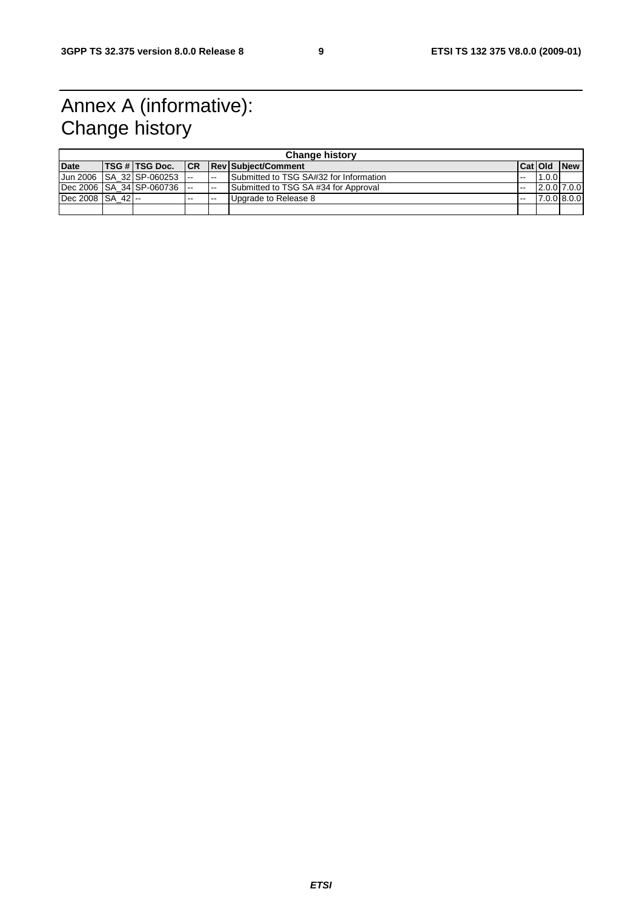# Annex A (informative): Change history

| Change history | | | | | | | | |
|---|---|---|---|---|---|---|---|---|
| **Date** | **TSG #** | **TSG Doc.** | **CR** | **Rev** | **Subject/Comment** | **Cat** | **Old** | **New** |
| Jun 2006 | SA_32 | SP-060253 | -- | -- | Submitted to TSG SA#32 for Information | -- | 1.0.0 | |
| Dec 2006 | SA_34 | SP-060736 | -- | -- | Submitted to TSG SA #34 for Approval | -- | 2.0.0 | 7.0.0 |
| Dec 2008 | SA_42 | -- | -- | -- | Upgrade to Release 8 | -- | 7.0.0 | 8.0.0 |
| | | | | | | | | |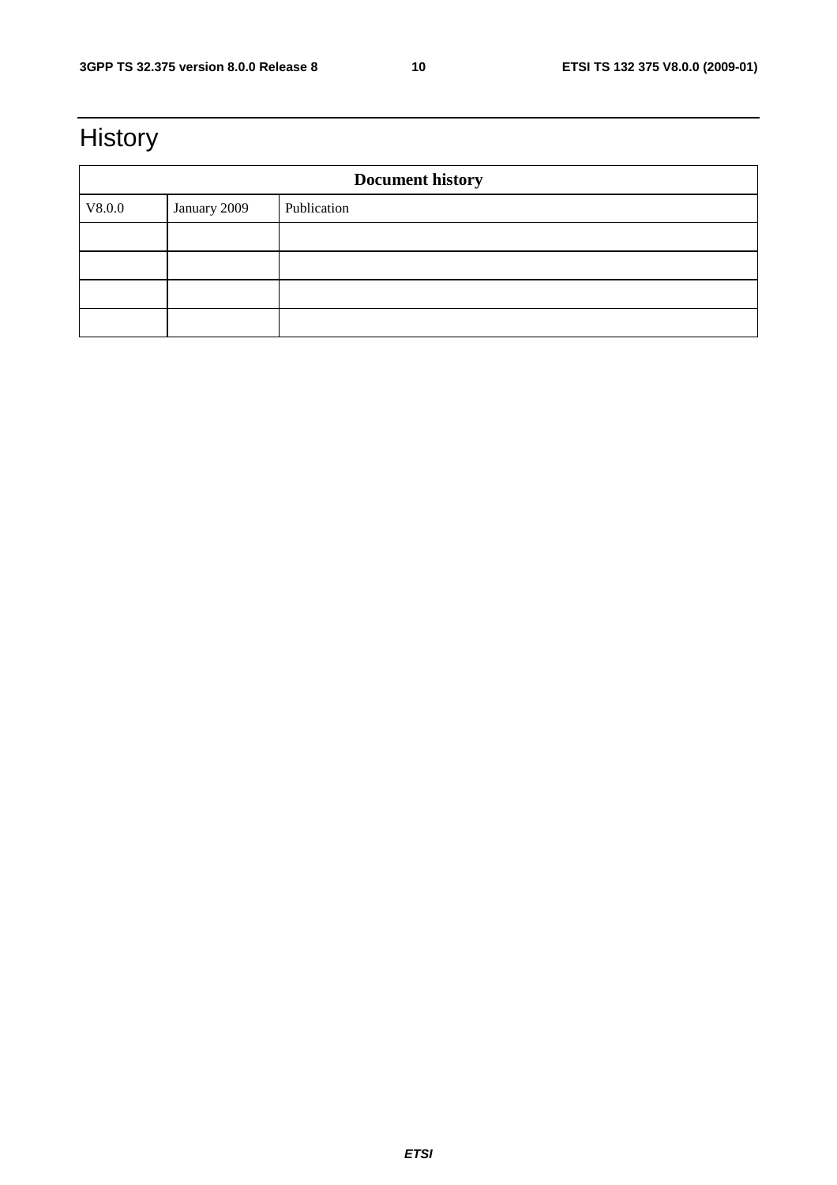# History

| Document history | | |
|---|---|---|
| V8.0.0 | January 2009 | Publication |
| | | |
| | | |
| | | |
| | | |